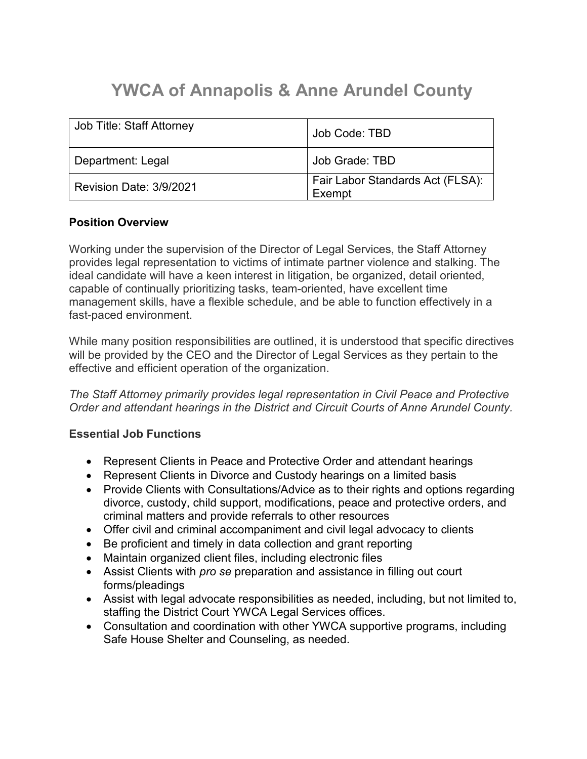# YWCA of Annapolis & Anne Arundel County

| Job Title: Staff Attorney | Job Code: TBD |
| --- | --- |
| Department: Legal | Job Grade: TBD |
| Revision Date: 3/9/2021 | Fair Labor Standards Act (FLSA): Exempt |

## Position Overview

Working under the supervision of the Director of Legal Services, the Staff Attorney provides legal representation to victims of intimate partner violence and stalking. The ideal candidate will have a keen interest in litigation, be organized, detail oriented, capable of continually prioritizing tasks, team-oriented, have excellent time management skills, have a flexible schedule, and be able to function effectively in a fast-paced environment.

While many position responsibilities are outlined, it is understood that specific directives will be provided by the CEO and the Director of Legal Services as they pertain to the effective and efficient operation of the organization.

*The Staff Attorney primarily provides legal representation in Civil Peace and Protective Order and attendant hearings in the District and Circuit Courts of Anne Arundel County.*

## Essential Job Functions

- Represent Clients in Peace and Protective Order and attendant hearings
- Represent Clients in Divorce and Custody hearings on a limited basis
- Provide Clients with Consultations/Advice as to their rights and options regarding divorce, custody, child support, modifications, peace and protective orders, and criminal matters and provide referrals to other resources
- Offer civil and criminal accompaniment and civil legal advocacy to clients
- Be proficient and timely in data collection and grant reporting
- Maintain organized client files, including electronic files
- Assist Clients with *pro se* preparation and assistance in filling out court forms/pleadings
- Assist with legal advocate responsibilities as needed, including, but not limited to, staffing the District Court YWCA Legal Services offices.
- Consultation and coordination with other YWCA supportive programs, including Safe House Shelter and Counseling, as needed.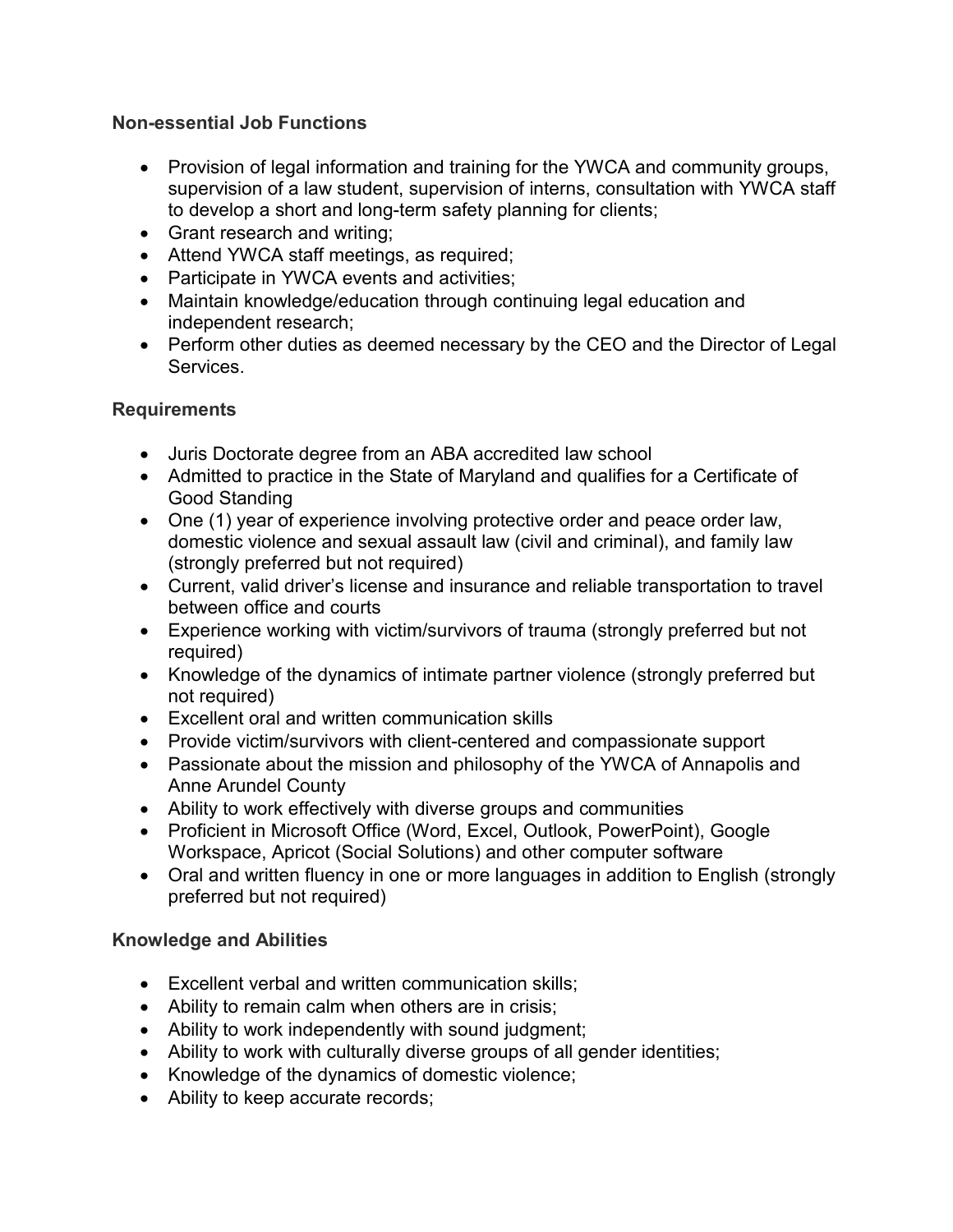**Non-essential Job Functions**

- Provision of legal information and training for the YWCA and community groups, supervision of a law student, supervision of interns, consultation with YWCA staff to develop a short and long-term safety planning for clients;
- Grant research and writing;
- Attend YWCA staff meetings, as required;
- Participate in YWCA events and activities;
- Maintain knowledge/education through continuing legal education and independent research;
- Perform other duties as deemed necessary by the CEO and the Director of Legal Services.

**Requirements**

- Juris Doctorate degree from an ABA accredited law school
- Admitted to practice in the State of Maryland and qualifies for a Certificate of Good Standing
- One (1) year of experience involving protective order and peace order law, domestic violence and sexual assault law (civil and criminal), and family law (strongly preferred but not required)
- Current, valid driver's license and insurance and reliable transportation to travel between office and courts
- Experience working with victim/survivors of trauma (strongly preferred but not required)
- Knowledge of the dynamics of intimate partner violence (strongly preferred but not required)
- Excellent oral and written communication skills
- Provide victim/survivors with client-centered and compassionate support
- Passionate about the mission and philosophy of the YWCA of Annapolis and Anne Arundel County
- Ability to work effectively with diverse groups and communities
- Proficient in Microsoft Office (Word, Excel, Outlook, PowerPoint), Google Workspace, Apricot (Social Solutions) and other computer software
- Oral and written fluency in one or more languages in addition to English (strongly preferred but not required)

**Knowledge and Abilities**

- Excellent verbal and written communication skills;
- Ability to remain calm when others are in crisis;
- Ability to work independently with sound judgment;
- Ability to work with culturally diverse groups of all gender identities;
- Knowledge of the dynamics of domestic violence;
- Ability to keep accurate records;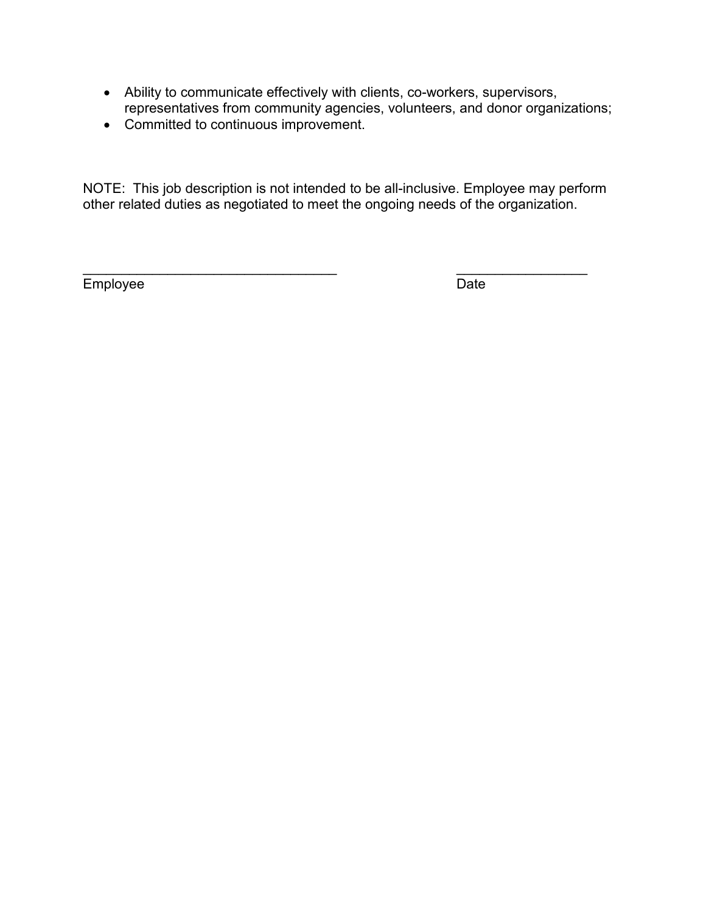- Ability to communicate effectively with clients, co-workers, supervisors, representatives from community agencies, volunteers, and donor organizations;
- Committed to continuous improvement.

NOTE: This job description is not intended to be all-inclusive. Employee may perform other related duties as negotiated to meet the ongoing needs of the organization.

__________________________________ __________________

Employee Date